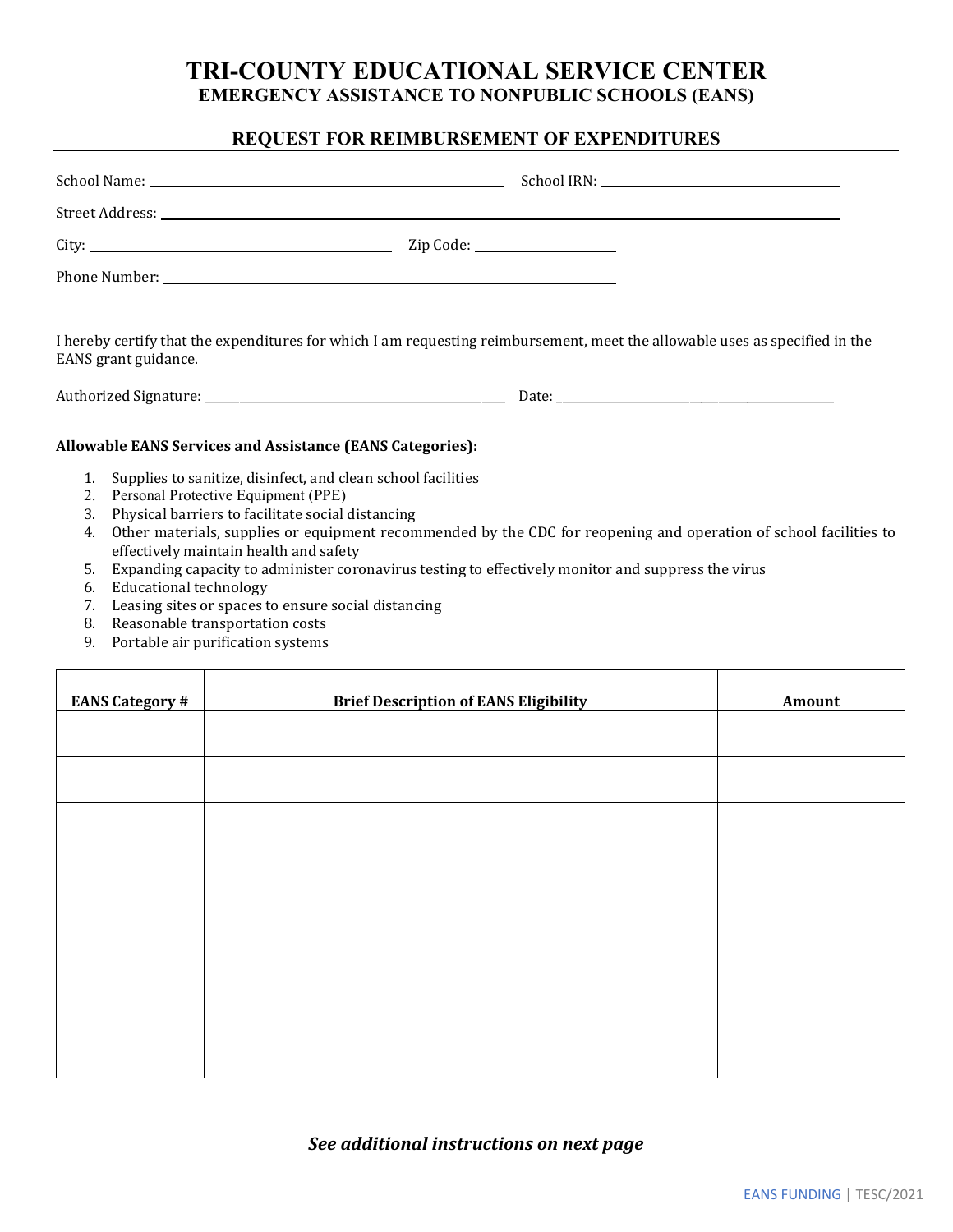# TRI-COUNTY EDUCATIONAL SERVICE CENTER

## EMERGENCY ASSISTANCE TO NONPUBLIC SCHOOLS (EANS)

### REQUEST FOR REIMBURSEMENT OF EXPENDITURES

School Name: ______________________________ School IRN: ____________________

Street Address: ______________________________________________________________

City: ____________________________ Zip Code: ______________

Phone Number: ____________________________________________

I hereby certify that the expenditures for which I am requesting reimbursement, meet the allowable uses as specified in the EANS grant guidance.

Authorized Signature: ______________________________ Date: ______________________________

**<u>Allowable EANS Services and Assistance (EANS Categories):</u>**

1. Supplies to sanitize, disinfect, and clean school facilities
2. Personal Protective Equipment (PPE)
3. Physical barriers to facilitate social distancing
4. Other materials, supplies or equipment recommended by the CDC for reopening and operation of school facilities to effectively maintain health and safety
5. Expanding capacity to administer coronavirus testing to effectively monitor and suppress the virus
6. Educational technology
7. Leasing sites or spaces to ensure social distancing
8. Reasonable transportation costs
9. Portable air purification systems

| EANS Category # | Brief Description of EANS Eligibility | Amount |
|---|---|---|
| | | |
| | | |
| | | |
| | | |
| | | |
| | | |
| | | |
| | | |

***See additional instructions on next page***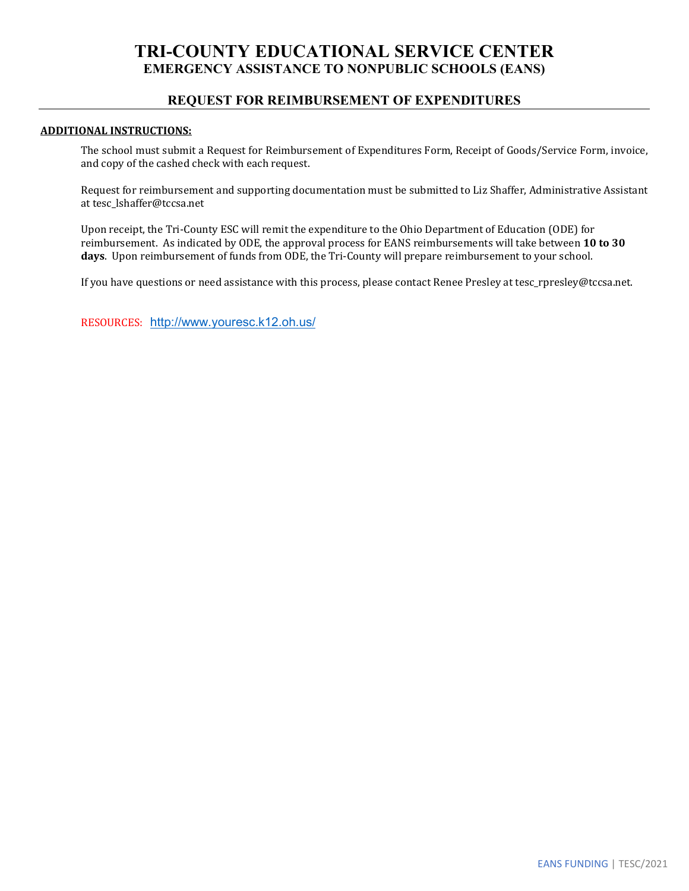# TRI-COUNTY EDUCATIONAL SERVICE CENTER
## EMERGENCY ASSISTANCE TO NONPUBLIC SCHOOLS (EANS)

## REQUEST FOR REIMBURSEMENT OF EXPENDITURES

**ADDITIONAL INSTRUCTIONS:**

The school must submit a Request for Reimbursement of Expenditures Form, Receipt of Goods/Service Form, invoice, and copy of the cashed check with each request.

Request for reimbursement and supporting documentation must be submitted to Liz Shaffer, Administrative Assistant at tesc_lshaffer@tccsa.net

Upon receipt, the Tri-County ESC will remit the expenditure to the Ohio Department of Education (ODE) for reimbursement. As indicated by ODE, the approval process for EANS reimbursements will take between **10 to 30 days**. Upon reimbursement of funds from ODE, the Tri-County will prepare reimbursement to your school.

If you have questions or need assistance with this process, please contact Renee Presley at tesc_rpresley@tccsa.net.

RESOURCES: http://www.youresc.k12.oh.us/